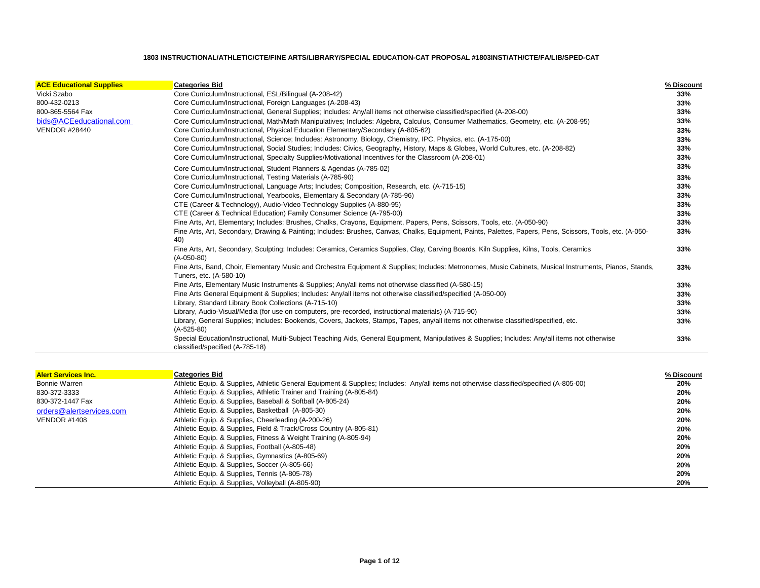**1803 INSTRUCTIONAL/ATHLETIC/CTE/FINE ARTS/LIBRARY/SPECIAL EDUCATION-CAT PROPOSAL #1803INST/ATH/CTE/FA/LIB/SPED-CAT**

| **ACE Educational Supplies** | **Categories Bid** | **% Discount** |
|---|---|---|
| Vicki Szabo | Core Curriculum/Instructional, ESL/Bilingual (A-208-42) | **33%** |
| 800-432-0213 | Core Curriculum/Instructional, Foreign Languages (A-208-43) | **33%** |
| 800-865-5564 Fax | Core Curriculum/Instructional, General Supplies; Includes: Any/all items not otherwise classified/specified (A-208-00) | **33%** |
| bids@ACEeducational.com | Core Curriculum/Instructional, Math/Math Manipulatives; Includes: Algebra, Calculus, Consumer Mathematics, Geometry, etc. (A-208-95) | **33%** |
| VENDOR #28440 | Core Curriculum/Instructional, Physical Education Elementary/Secondary (A-805-62) | **33%** |
| | Core Curriculum/Instructional, Science; Includes: Astronomy, Biology, Chemistry, IPC, Physics, etc. (A-175-00) | **33%** |
| | Core Curriculum/Instructional, Social Studies; Includes: Civics, Geography, History, Maps & Globes, World Cultures, etc. (A-208-82) | **33%** |
| | Core Curriculum/Instructional, Specialty Supplies/Motivational Incentives for the Classroom (A-208-01) | **33%** |
| | Core Curriculum/Instructional, Student Planners & Agendas (A-785-02) | **33%** |
| | Core Curriculum/Instructional, Testing Materials (A-785-90) | **33%** |
| | Core Curriculum/Instructional, Language Arts; Includes; Composition, Research, etc. (A-715-15) | **33%** |
| | Core Curriculum/Instructional, Yearbooks, Elementary & Secondary (A-785-96) | **33%** |
| | CTE (Career & Technology), Audio-Video Technology Supplies (A-880-95) | **33%** |
| | CTE (Career & Technical Education) Family Consumer Science (A-795-00) | **33%** |
| | Fine Arts, Art, Elementary; Includes: Brushes, Chalks, Crayons, Equipment, Papers, Pens, Scissors, Tools, etc. (A-050-90) | **33%** |
| | Fine Arts, Art, Secondary, Drawing & Painting; Includes: Brushes, Canvas, Chalks, Equipment, Paints, Palettes, Papers, Pens, Scissors, Tools, etc. (A-050-40) | **33%** |
| | Fine Arts, Art, Secondary, Sculpting; Includes: Ceramics, Ceramics Supplies, Clay, Carving Boards, Kiln Supplies, Kilns, Tools, Ceramics (A-050-80) | **33%** |
| | Fine Arts, Band, Choir, Elementary Music and Orchestra Equipment & Supplies; Includes: Metronomes, Music Cabinets, Musical Instruments, Pianos, Stands, Tuners, etc. (A-580-10) | **33%** |
| | Fine Arts, Elementary Music Instruments & Supplies; Any/all items not otherwise classified (A-580-15) | **33%** |
| | Fine Arts General Equipment & Supplies; Includes: Any/all items not otherwise classified/specified (A-050-00) | **33%** |
| | Library, Standard Library Book Collections (A-715-10) | **33%** |
| | Library, Audio-Visual/Media (for use on computers, pre-recorded, instructional materials) (A-715-90) | **33%** |
| | Library, General Supplies; Includes: Bookends, Covers, Jackets, Stamps, Tapes, any/all items not otherwise classified/specified, etc. (A-525-80) | **33%** |
| | Special Education/Instructional, Multi-Subject Teaching Aids, General Equipment, Manipulatives & Supplies; Includes: Any/all items not otherwise classified/specified (A-785-18) | **33%** |

| **Alert Services Inc.** | **Categories Bid** | **% Discount** |
|---|---|---|
| Bonnie Warren | Athletic Equip. & Supplies, Athletic General Equipment & Supplies; Includes: Any/all items not otherwise classified/specified (A-805-00) | **20%** |
| 830-372-3333 | Athletic Equip. & Supplies, Athletic Trainer and Training (A-805-84) | **20%** |
| 830-372-1447 Fax | Athletic Equip. & Supplies, Baseball & Softball (A-805-24) | **20%** |
| orders@alertservices.com | Athletic Equip. & Supplies, Basketball (A-805-30) | **20%** |
| VENDOR #1408 | Athletic Equip. & Supplies, Cheerleading (A-200-26) | **20%** |
| | Athletic Equip. & Supplies, Field & Track/Cross Country (A-805-81) | **20%** |
| | Athletic Equip. & Supplies, Fitness & Weight Training (A-805-94) | **20%** |
| | Athletic Equip. & Supplies, Football (A-805-48) | **20%** |
| | Athletic Equip. & Supplies, Gymnastics (A-805-69) | **20%** |
| | Athletic Equip. & Supplies, Soccer (A-805-66) | **20%** |
| | Athletic Equip. & Supplies, Tennis (A-805-78) | **20%** |
| | Athletic Equip. & Supplies, Volleyball (A-805-90) | **20%** |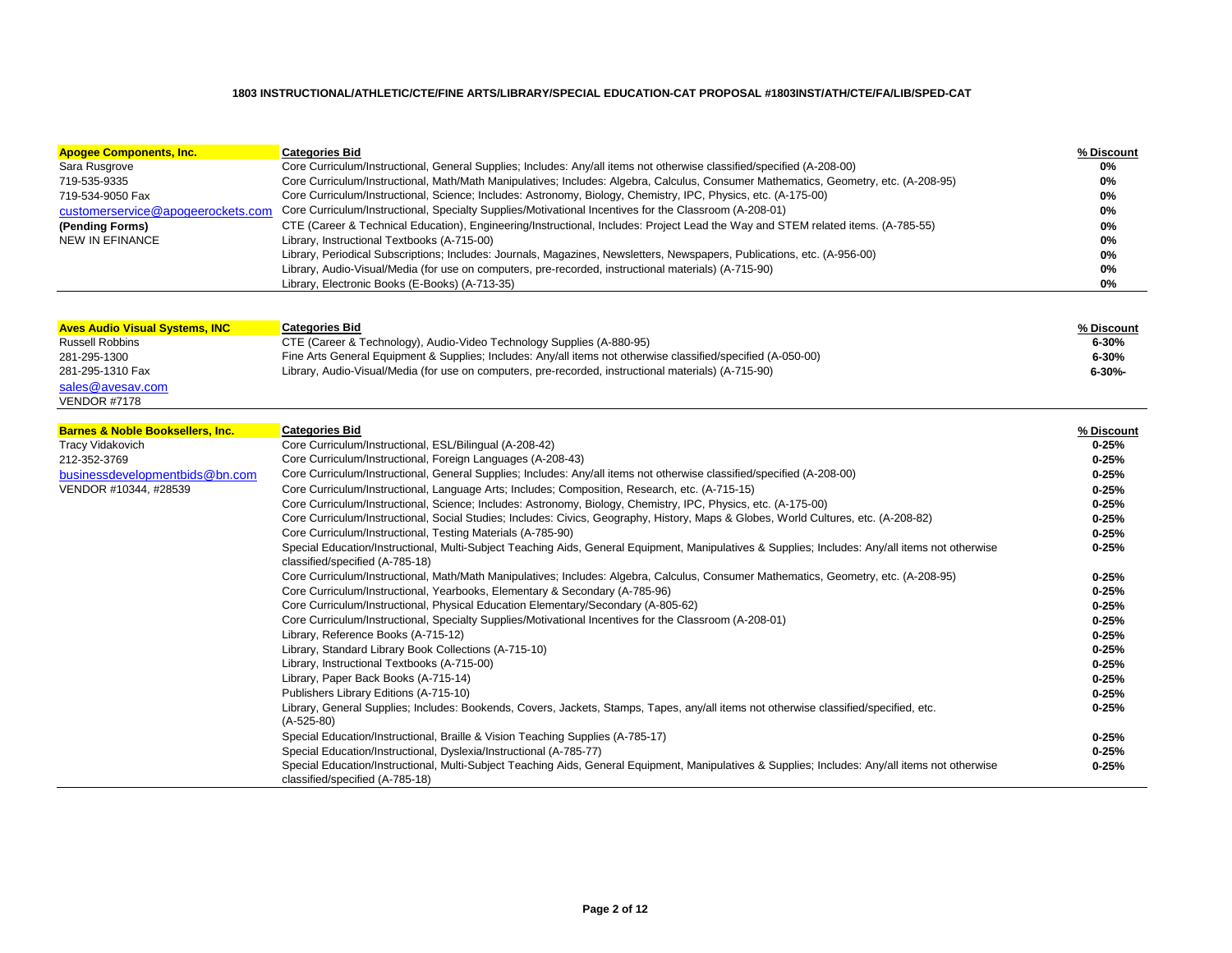**1803 INSTRUCTIONAL/ATHLETIC/CTE/FINE ARTS/LIBRARY/SPECIAL EDUCATION-CAT PROPOSAL #1803INST/ATH/CTE/FA/LIB/SPED-CAT**

| **Apogee Components, Inc.** | **Categories Bid** | **% Discount** |
|---|---|---|
| Sara Rusgrove | Core Curriculum/Instructional, General Supplies; Includes: Any/all items not otherwise classified/specified (A-208-00) | **0%** |
| 719-535-9335 | Core Curriculum/Instructional, Math/Math Manipulatives; Includes: Algebra, Calculus, Consumer Mathematics, Geometry, etc. (A-208-95) | **0%** |
| 719-534-9050 Fax | Core Curriculum/Instructional, Science; Includes: Astronomy, Biology, Chemistry, IPC, Physics, etc. (A-175-00) | **0%** |
| customerservice@apogeerockets.com | Core Curriculum/Instructional, Specialty Supplies/Motivational Incentives for the Classroom (A-208-01) | **0%** |
| **(Pending Forms)** | CTE (Career & Technical Education), Engineering/Instructional, Includes: Project Lead the Way and STEM related items. (A-785-55) | **0%** |
| NEW IN EFINANCE | Library, Instructional Textbooks (A-715-00) | **0%** |
| | Library, Periodical Subscriptions; Includes: Journals, Magazines, Newsletters, Newspapers, Publications, etc. (A-956-00) | **0%** |
| | Library, Audio-Visual/Media (for use on computers, pre-recorded, instructional materials) (A-715-90) | **0%** |
| | Library, Electronic Books (E-Books) (A-713-35) | **0%** |

| **Aves Audio Visual Systems, INC** | **Categories Bid** | **% Discount** |
|---|---|---|
| Russell Robbins | CTE (Career & Technology), Audio-Video Technology Supplies (A-880-95) | **6-30%** |
| 281-295-1300 | Fine Arts General Equipment & Supplies; Includes: Any/all items not otherwise classified/specified (A-050-00) | **6-30%** |
| 281-295-1310 Fax | Library, Audio-Visual/Media (for use on computers, pre-recorded, instructional materials) (A-715-90) | **6-30%-** |
| sales@avesav.com | | |
| VENDOR #7178 | | |

| **Barnes & Noble Booksellers, Inc.** | **Categories Bid** | **% Discount** |
|---|---|---|
| Tracy Vidakovich | Core Curriculum/Instructional, ESL/Bilingual (A-208-42) | **0-25%** |
| 212-352-3769 | Core Curriculum/Instructional, Foreign Languages (A-208-43) | **0-25%** |
| businessdevelopmentbids@bn.com | Core Curriculum/Instructional, General Supplies; Includes: Any/all items not otherwise classified/specified (A-208-00) | **0-25%** |
| VENDOR #10344, #28539 | Core Curriculum/Instructional, Language Arts; Includes; Composition, Research, etc. (A-715-15) | **0-25%** |
| | Core Curriculum/Instructional, Science; Includes: Astronomy, Biology, Chemistry, IPC, Physics, etc. (A-175-00) | **0-25%** |
| | Core Curriculum/Instructional, Social Studies; Includes: Civics, Geography, History, Maps & Globes, World Cultures, etc. (A-208-82) | **0-25%** |
| | Core Curriculum/Instructional, Testing Materials (A-785-90) | **0-25%** |
| | Special Education/Instructional, Multi-Subject Teaching Aids, General Equipment, Manipulatives & Supplies; Includes: Any/all items not otherwise classified/specified (A-785-18) | **0-25%** |
| | Core Curriculum/Instructional, Math/Math Manipulatives; Includes: Algebra, Calculus, Consumer Mathematics, Geometry, etc. (A-208-95) | **0-25%** |
| | Core Curriculum/Instructional, Yearbooks, Elementary & Secondary (A-785-96) | **0-25%** |
| | Core Curriculum/Instructional, Physical Education Elementary/Secondary (A-805-62) | **0-25%** |
| | Core Curriculum/Instructional, Specialty Supplies/Motivational Incentives for the Classroom (A-208-01) | **0-25%** |
| | Library, Reference Books (A-715-12) | **0-25%** |
| | Library, Standard Library Book Collections (A-715-10) | **0-25%** |
| | Library, Instructional Textbooks (A-715-00) | **0-25%** |
| | Library, Paper Back Books (A-715-14) | **0-25%** |
| | Publishers Library Editions (A-715-10) | **0-25%** |
| | Library, General Supplies; Includes: Bookends, Covers, Jackets, Stamps, Tapes, any/all items not otherwise classified/specified, etc. (A-525-80) | **0-25%** |
| | Special Education/Instructional, Braille & Vision Teaching Supplies (A-785-17) | **0-25%** |
| | Special Education/Instructional, Dyslexia/Instructional (A-785-77) | **0-25%** |
| | Special Education/Instructional, Multi-Subject Teaching Aids, General Equipment, Manipulatives & Supplies; Includes: Any/all items not otherwise classified/specified (A-785-18) | **0-25%** |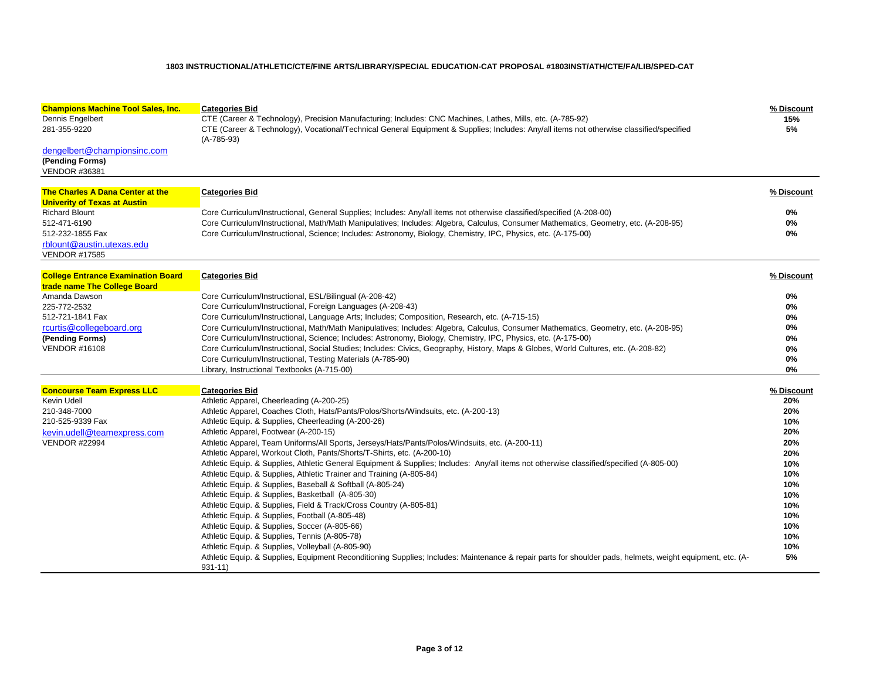**1803 INSTRUCTIONAL/ATHLETIC/CTE/FINE ARTS/LIBRARY/SPECIAL EDUCATION-CAT PROPOSAL #1803INST/ATH/CTE/FA/LIB/SPED-CAT**

| Vendor | Categories Bid | % Discount |
|---|---|---|
| **Champions Machine Tool Sales, Inc.** | **Categories Bid** | **% Discount** |
| Dennis Engelbert | CTE (Career & Technology), Precision Manufacturing; Includes: CNC Machines, Lathes, Mills, etc. (A-785-92) | **15%** |
| 281-355-9220 | CTE (Career & Technology), Vocational/Technical General Equipment & Supplies; Includes: Any/all items not otherwise classified/specified (A-785-93) | **5%** |
| dengelbert@championsinc.com | | |
| **(Pending Forms)** | | |
| VENDOR #36381 | | |

| Vendor | Categories Bid | % Discount |
|---|---|---|
| **The Charles A Dana Center at the Univerity of Texas at Austin** | **Categories Bid** | **% Discount** |
| Richard Blount | Core Curriculum/Instructional, General Supplies; Includes: Any/all items not otherwise classified/specified (A-208-00) | **0%** |
| 512-471-6190 | Core Curriculum/Instructional, Math/Math Manipulatives; Includes: Algebra, Calculus, Consumer Mathematics, Geometry, etc. (A-208-95) | **0%** |
| 512-232-1855 Fax | Core Curriculum/Instructional, Science; Includes: Astronomy, Biology, Chemistry, IPC, Physics, etc. (A-175-00) | **0%** |
| rblount@austin.utexas.edu | | |
| VENDOR #17585 | | |

| Vendor | Categories Bid | % Discount |
|---|---|---|
| **College Entrance Examination Board trade name The College Board** | **Categories Bid** | **% Discount** |
| Amanda Dawson | Core Curriculum/Instructional, ESL/Bilingual (A-208-42) | **0%** |
| 225-772-2532 | Core Curriculum/Instructional, Foreign Languages (A-208-43) | **0%** |
| 512-721-1841 Fax | Core Curriculum/Instructional, Language Arts; Includes; Composition, Research, etc. (A-715-15) | **0%** |
| rcurtis@collegeboard.org | Core Curriculum/Instructional, Math/Math Manipulatives; Includes: Algebra, Calculus, Consumer Mathematics, Geometry, etc. (A-208-95) | **0%** |
| **(Pending Forms)** | Core Curriculum/Instructional, Science; Includes: Astronomy, Biology, Chemistry, IPC, Physics, etc. (A-175-00) | **0%** |
| VENDOR #16108 | Core Curriculum/Instructional, Social Studies; Includes: Civics, Geography, History, Maps & Globes, World Cultures, etc. (A-208-82) | **0%** |
| | Core Curriculum/Instructional, Testing Materials (A-785-90) | **0%** |
| | Library, Instructional Textbooks (A-715-00) | **0%** |

| Vendor | Categories Bid | % Discount |
|---|---|---|
| **Concourse Team Express LLC** | **Categories Bid** | **% Discount** |
| Kevin Udell | Athletic Apparel, Cheerleading (A-200-25) | **20%** |
| 210-348-7000 | Athletic Apparel, Coaches Cloth, Hats/Pants/Polos/Shorts/Windsuits, etc. (A-200-13) | **20%** |
| 210-525-9339 Fax | Athletic Equip. & Supplies, Cheerleading (A-200-26) | **10%** |
| kevin.udell@teamexpress.com | Athletic Apparel, Footwear (A-200-15) | **20%** |
| VENDOR #22994 | Athletic Apparel, Team Uniforms/All Sports, Jerseys/Hats/Pants/Polos/Windsuits, etc. (A-200-11) | **20%** |
| | Athletic Apparel, Workout Cloth, Pants/Shorts/T-Shirts, etc. (A-200-10) | **20%** |
| | Athletic Equip. & Supplies, Athletic General Equipment & Supplies; Includes: Any/all items not otherwise classified/specified (A-805-00) | **10%** |
| | Athletic Equip. & Supplies, Athletic Trainer and Training (A-805-84) | **10%** |
| | Athletic Equip. & Supplies, Baseball & Softball (A-805-24) | **10%** |
| | Athletic Equip. & Supplies, Basketball (A-805-30) | **10%** |
| | Athletic Equip. & Supplies, Field & Track/Cross Country (A-805-81) | **10%** |
| | Athletic Equip. & Supplies, Football (A-805-48) | **10%** |
| | Athletic Equip. & Supplies, Soccer (A-805-66) | **10%** |
| | Athletic Equip. & Supplies, Tennis (A-805-78) | **10%** |
| | Athletic Equip. & Supplies, Volleyball (A-805-90) | **10%** |
| | Athletic Equip. & Supplies, Equipment Reconditioning Supplies; Includes: Maintenance & repair parts for shoulder pads, helmets, weight equipment, etc. (A-931-11) | **5%** |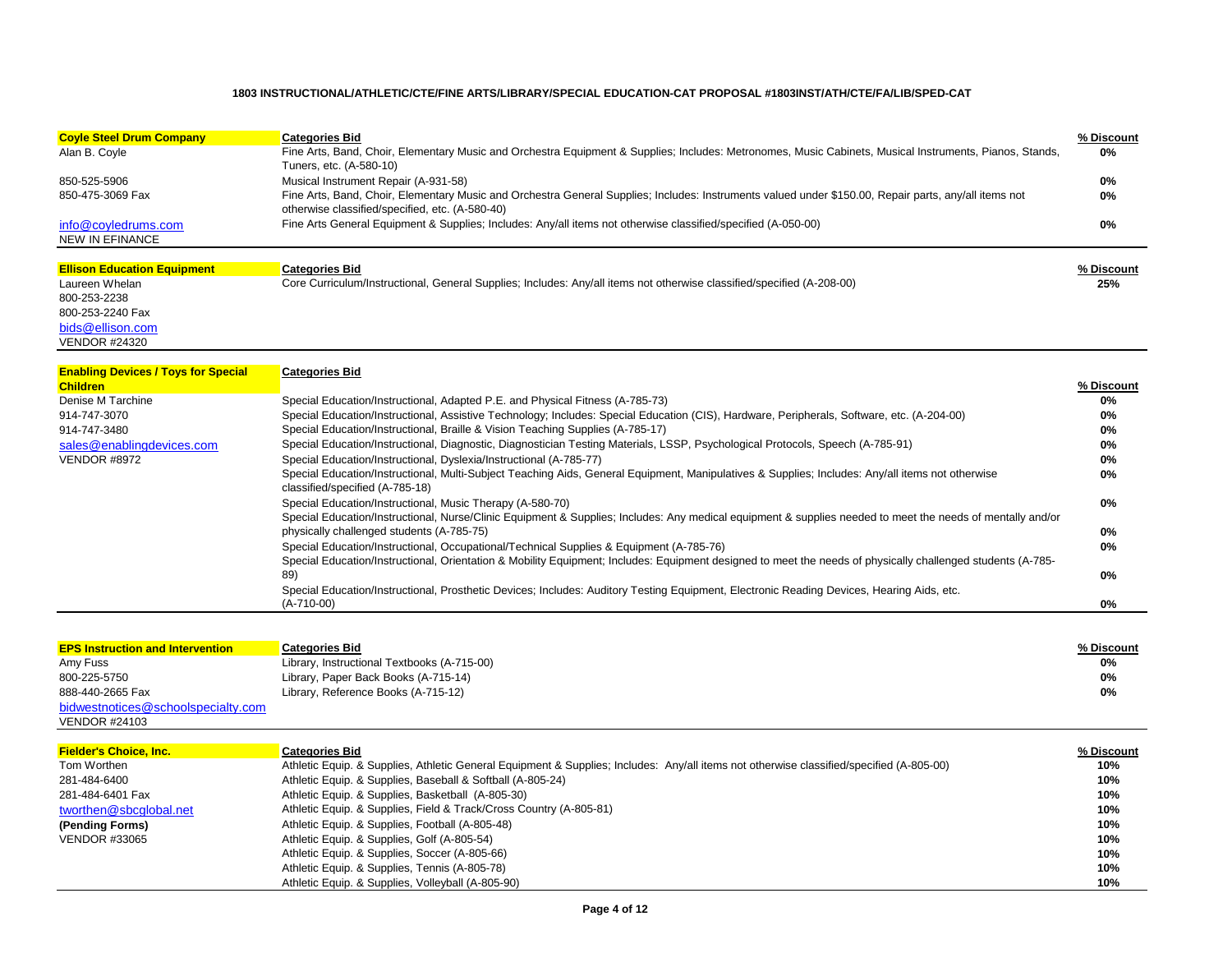**1803 INSTRUCTIONAL/ATHLETIC/CTE/FINE ARTS/LIBRARY/SPECIAL EDUCATION-CAT PROPOSAL #1803INST/ATH/CTE/FA/LIB/SPED-CAT**

| **Coyle Steel Drum Company** | **Categories Bid** | **% Discount** |
|---|---|---|
| Alan B. Coyle | Fine Arts, Band, Choir, Elementary Music and Orchestra Equipment & Supplies; Includes: Metronomes, Music Cabinets, Musical Instruments, Pianos, Stands, Tuners, etc. (A-580-10) | 0% |
| 850-525-5906 | Musical Instrument Repair (A-931-58) | 0% |
| 850-475-3069 Fax | Fine Arts, Band, Choir, Elementary Music and Orchestra General Supplies; Includes: Instruments valued under $150.00, Repair parts, any/all items not otherwise classified/specified, etc. (A-580-40) | 0% |
| info@coyledrums.com | Fine Arts General Equipment & Supplies; Includes: Any/all items not otherwise classified/specified (A-050-00) | 0% |
| NEW IN EFINANCE | | |

| **Ellison Education Equipment** | **Categories Bid** | **% Discount** |
|---|---|---|
| Laureen Whelan | Core Curriculum/Instructional, General Supplies; Includes: Any/all items not otherwise classified/specified (A-208-00) | 25% |
| 800-253-2238 | | |
| 800-253-2240 Fax | | |
| bids@ellison.com | | |
| VENDOR #24320 | | |

| **Enabling Devices / Toys for Special Children** | **Categories Bid** | **% Discount** |
|---|---|---|
| Denise M Tarchine | Special Education/Instructional, Adapted P.E. and Physical Fitness (A-785-73) | 0% |
| 914-747-3070 | Special Education/Instructional, Assistive Technology; Includes: Special Education (CIS), Hardware, Peripherals, Software, etc. (A-204-00) | 0% |
| 914-747-3480 | Special Education/Instructional, Braille & Vision Teaching Supplies (A-785-17) | 0% |
| sales@enablingdevices.com | Special Education/Instructional, Diagnostic, Diagnostician Testing Materials, LSSP, Psychological Protocols, Speech (A-785-91) | 0% |
| VENDOR #8972 | Special Education/Instructional, Dyslexia/Instructional (A-785-77) | 0% |
| | Special Education/Instructional, Multi-Subject Teaching Aids, General Equipment, Manipulatives & Supplies; Includes: Any/all items not otherwise classified/specified (A-785-18) | 0% |
| | Special Education/Instructional, Music Therapy (A-580-70) | 0% |
| | Special Education/Instructional, Nurse/Clinic Equipment & Supplies; Includes: Any medical equipment & supplies needed to meet the needs of mentally and/or physically challenged students (A-785-75) | 0% |
| | Special Education/Instructional, Occupational/Technical Supplies & Equipment (A-785-76) | 0% |
| | Special Education/Instructional, Orientation & Mobility Equipment; Includes: Equipment designed to meet the needs of physically challenged students (A-785-89) | 0% |
| | Special Education/Instructional, Prosthetic Devices; Includes: Auditory Testing Equipment, Electronic Reading Devices, Hearing Aids, etc. (A-710-00) | 0% |

| **EPS Instruction and Intervention** | **Categories Bid** | **% Discount** |
|---|---|---|
| Amy Fuss | Library, Instructional Textbooks (A-715-00) | 0% |
| 800-225-5750 | Library, Paper Back Books (A-715-14) | 0% |
| 888-440-2665 Fax | Library, Reference Books (A-715-12) | 0% |
| bidwestnotices@schoolspecialty.com | | |
| VENDOR #24103 | | |

| **Fielder's Choice, Inc.** | **Categories Bid** | **% Discount** |
|---|---|---|
| Tom Worthen | Athletic Equip. & Supplies, Athletic General Equipment & Supplies; Includes: Any/all items not otherwise classified/specified (A-805-00) | 10% |
| 281-484-6400 | Athletic Equip. & Supplies, Baseball & Softball (A-805-24) | 10% |
| 281-484-6401 Fax | Athletic Equip. & Supplies, Basketball (A-805-30) | 10% |
| tworthen@sbcglobal.net | Athletic Equip. & Supplies, Field & Track/Cross Country (A-805-81) | 10% |
| **(Pending Forms)** | Athletic Equip. & Supplies, Football (A-805-48) | 10% |
| VENDOR #33065 | Athletic Equip. & Supplies, Golf (A-805-54) | 10% |
| | Athletic Equip. & Supplies, Soccer (A-805-66) | 10% |
| | Athletic Equip. & Supplies, Tennis (A-805-78) | 10% |
| | Athletic Equip. & Supplies, Volleyball (A-805-90) | 10% |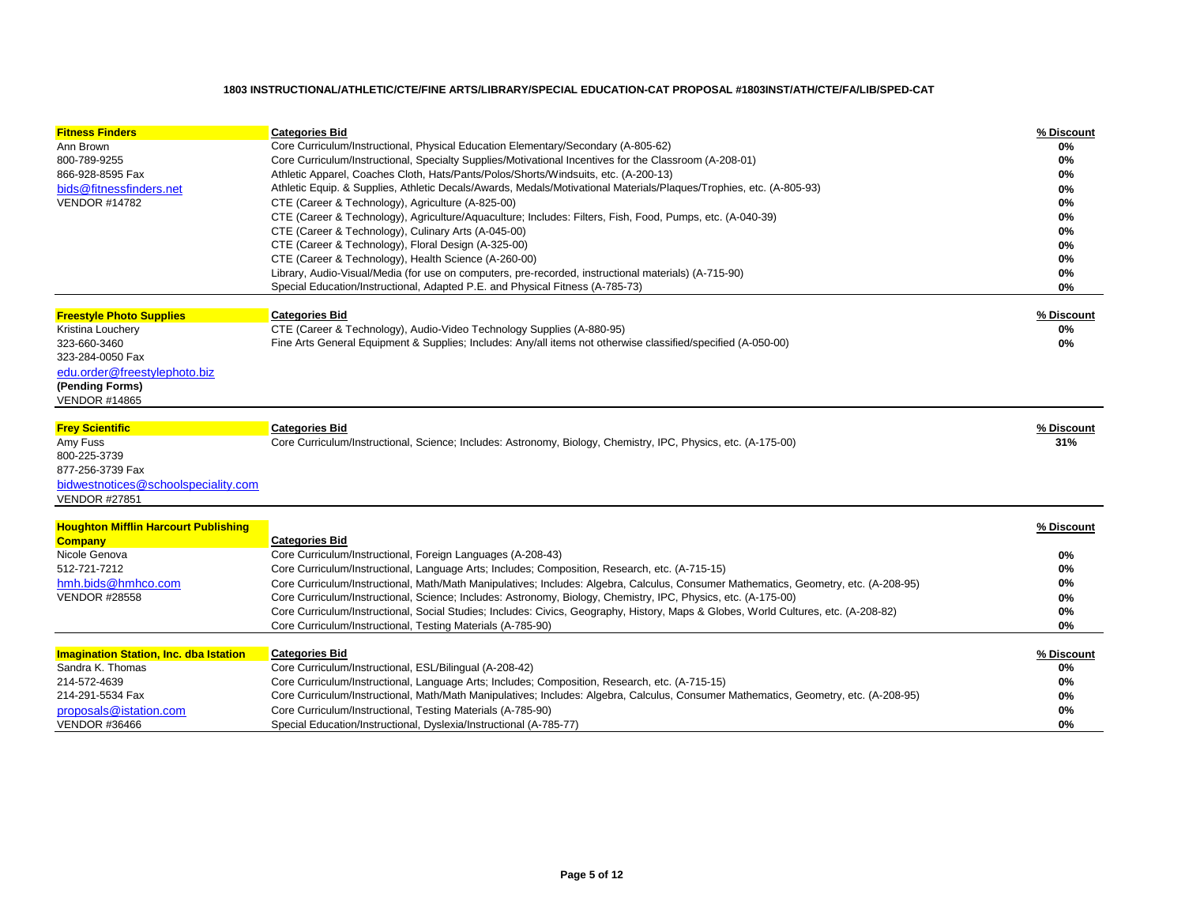**1803 INSTRUCTIONAL/ATHLETIC/CTE/FINE ARTS/LIBRARY/SPECIAL EDUCATION-CAT PROPOSAL #1803INST/ATH/CTE/FA/LIB/SPED-CAT**

| Vendor | Categories Bid | % Discount |
|---|---|---|
| **Fitness Finders** | **Categories Bid** | **% Discount** |
| Ann Brown | Core Curriculum/Instructional, Physical Education Elementary/Secondary (A-805-62) | 0% |
| 800-789-9255 | Core Curriculum/Instructional, Specialty Supplies/Motivational Incentives for the Classroom (A-208-01) | 0% |
| 866-928-8595 Fax | Athletic Apparel, Coaches Cloth, Hats/Pants/Polos/Shorts/Windsuits, etc. (A-200-13) | 0% |
| bids@fitnessfinders.net | Athletic Equip. & Supplies, Athletic Decals/Awards, Medals/Motivational Materials/Plaques/Trophies, etc. (A-805-93) | 0% |
| VENDOR #14782 | CTE (Career & Technology), Agriculture (A-825-00) | 0% |
| | CTE (Career & Technology), Agriculture/Aquaculture; Includes: Filters, Fish, Food, Pumps, etc. (A-040-39) | 0% |
| | CTE (Career & Technology), Culinary Arts (A-045-00) | 0% |
| | CTE (Career & Technology), Floral Design (A-325-00) | 0% |
| | CTE (Career & Technology), Health Science (A-260-00) | 0% |
| | Library, Audio-Visual/Media (for use on computers, pre-recorded, instructional materials) (A-715-90) | 0% |
| | Special Education/Instructional, Adapted P.E. and Physical Fitness (A-785-73) | 0% |
| **Freestyle Photo Supplies** | **Categories Bid** | **% Discount** |
| Kristina Louchery | CTE (Career & Technology), Audio-Video Technology Supplies (A-880-95) | 0% |
| 323-660-3460 | Fine Arts General Equipment & Supplies; Includes: Any/all items not otherwise classified/specified (A-050-00) | 0% |
| 323-284-0050 Fax | | |
| edu.order@freestylephoto.biz | | |
| **(Pending Forms)** | | |
| VENDOR #14865 | | |
| **Frey Scientific** | **Categories Bid** | **% Discount** |
| Amy Fuss | Core Curriculum/Instructional, Science; Includes: Astronomy, Biology, Chemistry, IPC, Physics, etc. (A-175-00) | 31% |
| 800-225-3739 | | |
| 877-256-3739 Fax | | |
| bidwestnotices@schoolspeciality.com | | |
| VENDOR #27851 | | |
| **Houghton Mifflin Harcourt Publishing Company** | **Categories Bid** | **% Discount** |
| Nicole Genova | Core Curriculum/Instructional, Foreign Languages (A-208-43) | 0% |
| 512-721-7212 | Core Curriculum/Instructional, Language Arts; Includes; Composition, Research, etc. (A-715-15) | 0% |
| hmh.bids@hmhco.com | Core Curriculum/Instructional, Math/Math Manipulatives; Includes: Algebra, Calculus, Consumer Mathematics, Geometry, etc. (A-208-95) | 0% |
| VENDOR #28558 | Core Curriculum/Instructional, Science; Includes: Astronomy, Biology, Chemistry, IPC, Physics, etc. (A-175-00) | 0% |
| | Core Curriculum/Instructional, Social Studies; Includes: Civics, Geography, History, Maps & Globes, World Cultures, etc. (A-208-82) | 0% |
| | Core Curriculum/Instructional, Testing Materials (A-785-90) | 0% |
| **Imagination Station, Inc. dba Istation** | **Categories Bid** | **% Discount** |
| Sandra K. Thomas | Core Curriculum/Instructional, ESL/Bilingual (A-208-42) | 0% |
| 214-572-4639 | Core Curriculum/Instructional, Language Arts; Includes; Composition, Research, etc. (A-715-15) | 0% |
| 214-291-5534 Fax | Core Curriculum/Instructional, Math/Math Manipulatives; Includes: Algebra, Calculus, Consumer Mathematics, Geometry, etc. (A-208-95) | 0% |
| proposals@istation.com | Core Curriculum/Instructional, Testing Materials (A-785-90) | 0% |
| VENDOR #36466 | Special Education/Instructional, Dyslexia/Instructional (A-785-77) | 0% |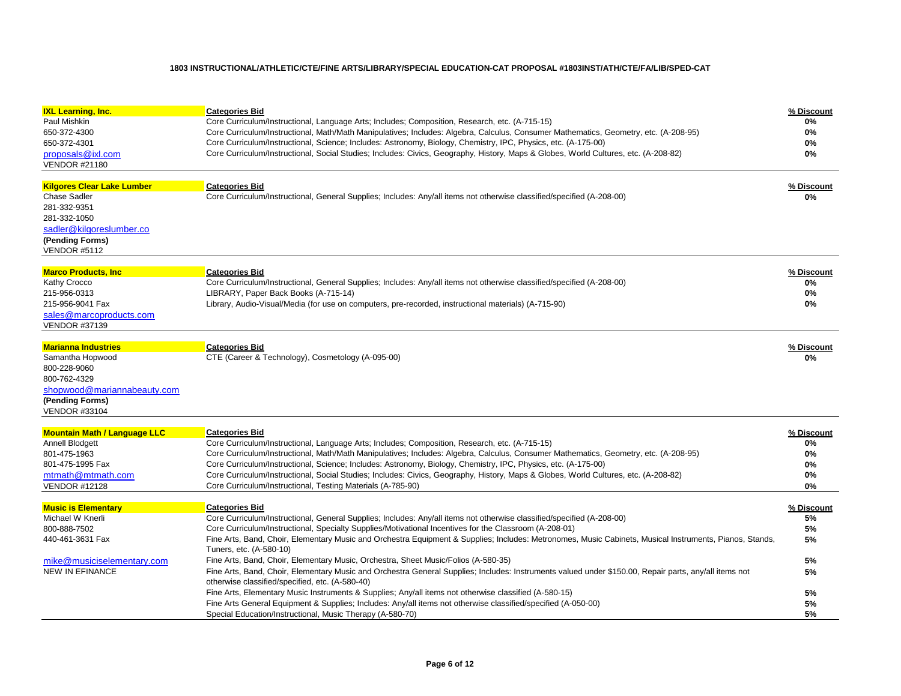## 1803 INSTRUCTIONAL/ATHLETIC/CTE/FINE ARTS/LIBRARY/SPECIAL EDUCATION-CAT PROPOSAL #1803INST/ATH/CTE/FA/LIB/SPED-CAT

| Vendor | Categories Bid | % Discount |
|---|---|---|
| **IXL Learning, Inc.** | **Categories Bid** | **% Discount** |
| Paul Mishkin | Core Curriculum/Instructional, Language Arts; Includes; Composition, Research, etc. (A-715-15) | 0% |
| 650-372-4300 | Core Curriculum/Instructional, Math/Math Manipulatives; Includes: Algebra, Calculus, Consumer Mathematics, Geometry, etc. (A-208-95) | 0% |
| 650-372-4301 | Core Curriculum/Instructional, Science; Includes: Astronomy, Biology, Chemistry, IPC, Physics, etc. (A-175-00) | 0% |
| proposals@ixl.com | Core Curriculum/Instructional, Social Studies; Includes: Civics, Geography, History, Maps & Globes, World Cultures, etc. (A-208-82) | 0% |
| VENDOR #21180 | | |

| Vendor | Categories Bid | % Discount |
|---|---|---|
| **Kilgores Clear Lake Lumber** | **Categories Bid** | **% Discount** |
| Chase Sadler | Core Curriculum/Instructional, General Supplies; Includes: Any/all items not otherwise classified/specified (A-208-00) | 0% |
| 281-332-9351 | | |
| 281-332-1050 | | |
| sadler@kilgoreslumber.co | | |
| **(Pending Forms)** | | |
| VENDOR #5112 | | |

| Vendor | Categories Bid | % Discount |
|---|---|---|
| **Marco Products, Inc** | **Categories Bid** | **% Discount** |
| Kathy Crocco | Core Curriculum/Instructional, General Supplies; Includes: Any/all items not otherwise classified/specified (A-208-00) | 0% |
| 215-956-0313 | LIBRARY, Paper Back Books (A-715-14) | 0% |
| 215-956-9041 Fax | Library, Audio-Visual/Media (for use on computers, pre-recorded, instructional materials) (A-715-90) | 0% |
| sales@marcoproducts.com | | |
| VENDOR #37139 | | |

| Vendor | Categories Bid | % Discount |
|---|---|---|
| **Marianna Industries** | **Categories Bid** | **% Discount** |
| Samantha Hopwood | CTE (Career & Technology), Cosmetology (A-095-00) | 0% |
| 800-228-9060 | | |
| 800-762-4329 | | |
| shopwood@mariannabeauty.com | | |
| **(Pending Forms)** | | |
| VENDOR #33104 | | |

| Vendor | Categories Bid | % Discount |
|---|---|---|
| **Mountain Math / Language LLC** | **Categories Bid** | **% Discount** |
| Annell Blodgett | Core Curriculum/Instructional, Language Arts; Includes; Composition, Research, etc. (A-715-15) | 0% |
| 801-475-1963 | Core Curriculum/Instructional, Math/Math Manipulatives; Includes: Algebra, Calculus, Consumer Mathematics, Geometry, etc. (A-208-95) | 0% |
| 801-475-1995 Fax | Core Curriculum/Instructional, Science; Includes: Astronomy, Biology, Chemistry, IPC, Physics, etc. (A-175-00) | 0% |
| mtmath@mtmath.com | Core Curriculum/Instructional, Social Studies; Includes: Civics, Geography, History, Maps & Globes, World Cultures, etc. (A-208-82) | 0% |
| VENDOR #12128 | Core Curriculum/Instructional, Testing Materials (A-785-90) | 0% |

| Vendor | Categories Bid | % Discount |
|---|---|---|
| **Music is Elementary** | **Categories Bid** | **% Discount** |
| Michael W Knerli | Core Curriculum/Instructional, General Supplies; Includes: Any/all items not otherwise classified/specified (A-208-00) | 5% |
| 800-888-7502 | Core Curriculum/Instructional, Specialty Supplies/Motivational Incentives for the Classroom (A-208-01) | 5% |
| 440-461-3631 Fax | Fine Arts, Band, Choir, Elementary Music and Orchestra Equipment & Supplies; Includes: Metronomes, Music Cabinets, Musical Instruments, Pianos, Stands, Tuners, etc. (A-580-10) | 5% |
| mike@musiciselementary.com | Fine Arts, Band, Choir, Elementary Music, Orchestra, Sheet Music/Folios (A-580-35) | 5% |
| NEW IN EFINANCE | Fine Arts, Band, Choir, Elementary Music and Orchestra General Supplies; Includes: Instruments valued under $150.00, Repair parts, any/all items not otherwise classified/specified, etc. (A-580-40) | 5% |
| | Fine Arts, Elementary Music Instruments & Supplies; Any/all items not otherwise classified (A-580-15) | 5% |
| | Fine Arts General Equipment & Supplies; Includes: Any/all items not otherwise classified/specified (A-050-00) | 5% |
| | Special Education/Instructional, Music Therapy (A-580-70) | 5% |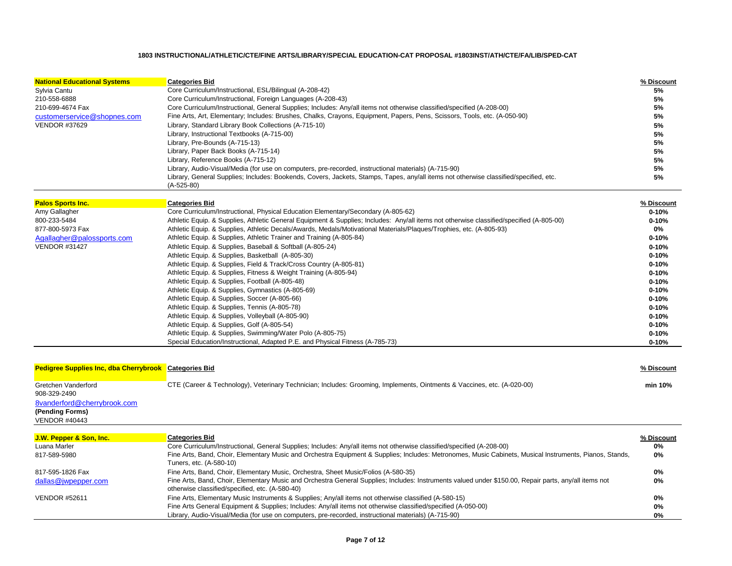**1803 INSTRUCTIONAL/ATHLETIC/CTE/FINE ARTS/LIBRARY/SPECIAL EDUCATION-CAT PROPOSAL #1803INST/ATH/CTE/FA/LIB/SPED-CAT**

| **National Educational Systems** | **Categories Bid** | **% Discount** |
|---|---|---|
| Sylvia Cantu | Core Curriculum/Instructional, ESL/Bilingual (A-208-42) | 5% |
| 210-558-6888 | Core Curriculum/Instructional, Foreign Languages (A-208-43) | 5% |
| 210-699-4674 Fax | Core Curriculum/Instructional, General Supplies; Includes: Any/all items not otherwise classified/specified (A-208-00) | 5% |
| customerservice@shopnes.com | Fine Arts, Art, Elementary; Includes: Brushes, Chalks, Crayons, Equipment, Papers, Pens, Scissors, Tools, etc. (A-050-90) | 5% |
| VENDOR #37629 | Library, Standard Library Book Collections (A-715-10) | 5% |
| | Library, Instructional Textbooks (A-715-00) | 5% |
| | Library, Pre-Bounds (A-715-13) | 5% |
| | Library, Paper Back Books (A-715-14) | 5% |
| | Library, Reference Books (A-715-12) | 5% |
| | Library, Audio-Visual/Media (for use on computers, pre-recorded, instructional materials) (A-715-90) | 5% |
| | Library, General Supplies; Includes: Bookends, Covers, Jackets, Stamps, Tapes, any/all items not otherwise classified/specified, etc. (A-525-80) | 5% |

| **Palos Sports Inc.** | **Categories Bid** | **% Discount** |
|---|---|---|
| Amy Gallagher | Core Curriculum/Instructional, Physical Education Elementary/Secondary (A-805-62) | 0-10% |
| 800-233-5484 | Athletic Equip. & Supplies, Athletic General Equipment & Supplies; Includes: Any/all items not otherwise classified/specified (A-805-00) | 0-10% |
| 877-800-5973 Fax | Athletic Equip. & Supplies, Athletic Decals/Awards, Medals/Motivational Materials/Plaques/Trophies, etc. (A-805-93) | 0% |
| Agallagher@palossports.com | Athletic Equip. & Supplies, Athletic Trainer and Training (A-805-84) | 0-10% |
| VENDOR #31427 | Athletic Equip. & Supplies, Baseball & Softball (A-805-24) | 0-10% |
| | Athletic Equip. & Supplies, Basketball (A-805-30) | 0-10% |
| | Athletic Equip. & Supplies, Field & Track/Cross Country (A-805-81) | 0-10% |
| | Athletic Equip. & Supplies, Fitness & Weight Training (A-805-94) | 0-10% |
| | Athletic Equip. & Supplies, Football (A-805-48) | 0-10% |
| | Athletic Equip. & Supplies, Gymnastics (A-805-69) | 0-10% |
| | Athletic Equip. & Supplies, Soccer (A-805-66) | 0-10% |
| | Athletic Equip. & Supplies, Tennis (A-805-78) | 0-10% |
| | Athletic Equip. & Supplies, Volleyball (A-805-90) | 0-10% |
| | Athletic Equip. & Supplies, Golf (A-805-54) | 0-10% |
| | Athletic Equip. & Supplies, Swimming/Water Polo (A-805-75) | 0-10% |
| | Special Education/Instructional, Adapted P.E. and Physical Fitness (A-785-73) | 0-10% |

| **Pedigree Supplies Inc, dba Cherrybrook** | **Categories Bid** | **% Discount** |
|---|---|---|
| Gretchen Vanderford | CTE (Career & Technology), Veterinary Technician; Includes: Grooming, Implements, Ointments & Vaccines, etc. (A-020-00) | min 10% |
| 908-329-2490 | | |
| 8vanderford@cherrybrook.com | | |
| **(Pending Forms)** | | |
| VENDOR #40443 | | |

| **J.W. Pepper & Son, Inc.** | **Categories Bid** | **% Discount** |
|---|---|---|
| Luana Marler | Core Curriculum/Instructional, General Supplies; Includes: Any/all items not otherwise classified/specified (A-208-00) | 0% |
| 817-589-5980 | Fine Arts, Band, Choir, Elementary Music and Orchestra Equipment & Supplies; Includes: Metronomes, Music Cabinets, Musical Instruments, Pianos, Stands, Tuners, etc. (A-580-10) | 0% |
| 817-595-1826 Fax | Fine Arts, Band, Choir, Elementary Music, Orchestra, Sheet Music/Folios (A-580-35) | 0% |
| dallas@jwpepper.com | Fine Arts, Band, Choir, Elementary Music and Orchestra General Supplies; Includes: Instruments valued under $150.00, Repair parts, any/all items not otherwise classified/specified, etc. (A-580-40) | 0% |
| VENDOR #52611 | Fine Arts, Elementary Music Instruments & Supplies; Any/all items not otherwise classified (A-580-15) | 0% |
| | Fine Arts General Equipment & Supplies; Includes: Any/all items not otherwise classified/specified (A-050-00) | 0% |
| | Library, Audio-Visual/Media (for use on computers, pre-recorded, instructional materials) (A-715-90) | 0% |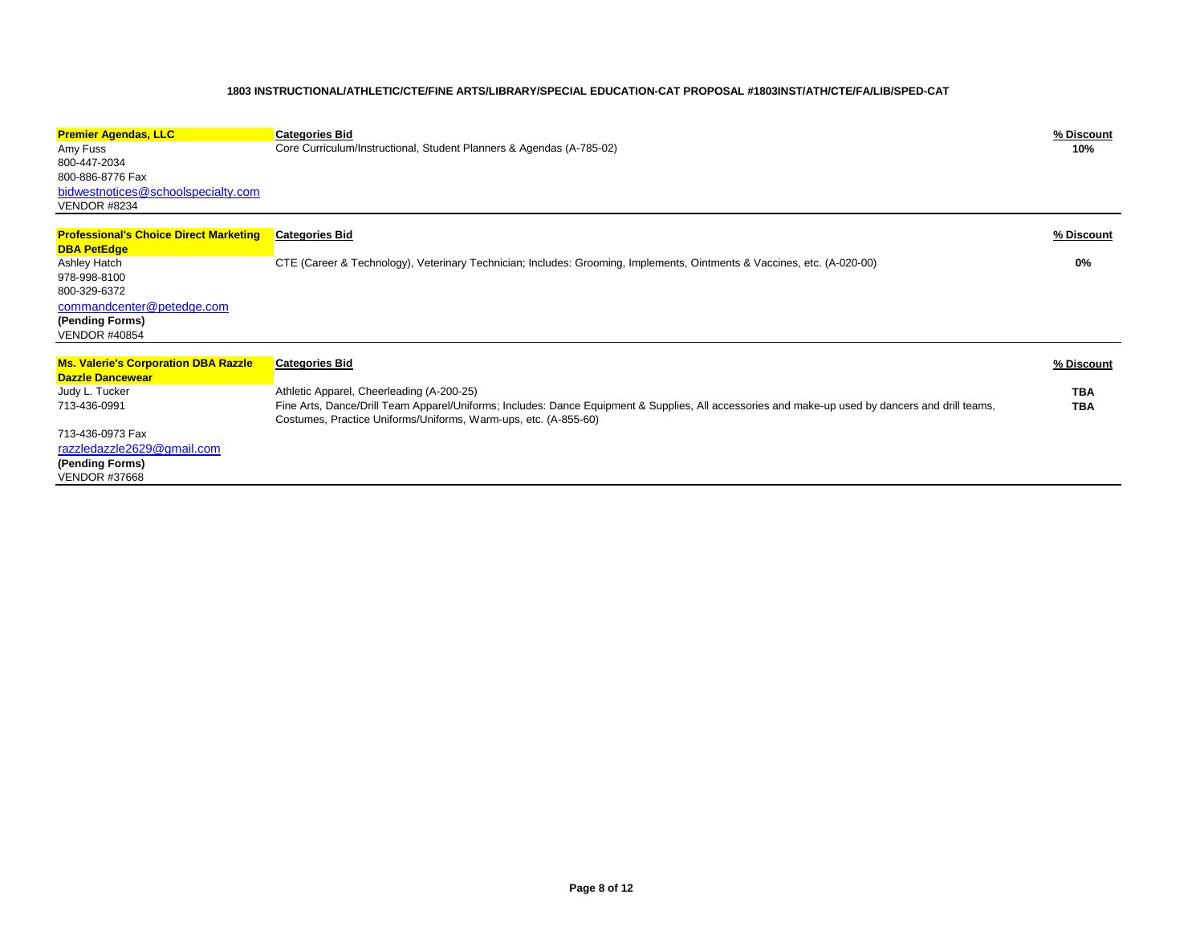**1803 INSTRUCTIONAL/ATHLETIC/CTE/FINE ARTS/LIBRARY/SPECIAL EDUCATION-CAT PROPOSAL #1803INST/ATH/CTE/FA/LIB/SPED-CAT**

| Vendor | Categories Bid | % Discount |
| --- | --- | --- |
| **Premier Agendas, LLC**<br>Amy Fuss<br>800-447-2034<br>800-886-8776 Fax<br>bidwestnotices@schoolspecialty.com<br>VENDOR #8234 | Core Curriculum/Instructional, Student Planners & Agendas (A-785-02) | **10%** |
| **Professional's Choice Direct Marketing DBA PetEdge**<br>Ashley Hatch<br>978-998-8100<br>800-329-6372<br>commandcenter@petedge.com<br>**(Pending Forms)**<br>VENDOR #40854 | CTE (Career & Technology), Veterinary Technician; Includes: Grooming, Implements, Ointments & Vaccines, etc. (A-020-00) | **0%** |
| **Ms. Valerie's Corporation DBA Razzle Dazzle Dancewear**<br>Judy L. Tucker<br>713-436-0991<br>713-436-0973 Fax<br>razzledazzle2629@gmail.com<br>**(Pending Forms)**<br>VENDOR #37668 | Athletic Apparel, Cheerleading (A-200-25)<br>Fine Arts, Dance/Drill Team Apparel/Uniforms; Includes: Dance Equipment & Supplies, All accessories and make-up used by dancers and drill teams, Costumes, Practice Uniforms/Uniforms, Warm-ups, etc. (A-855-60) | **TBA**<br>**TBA** |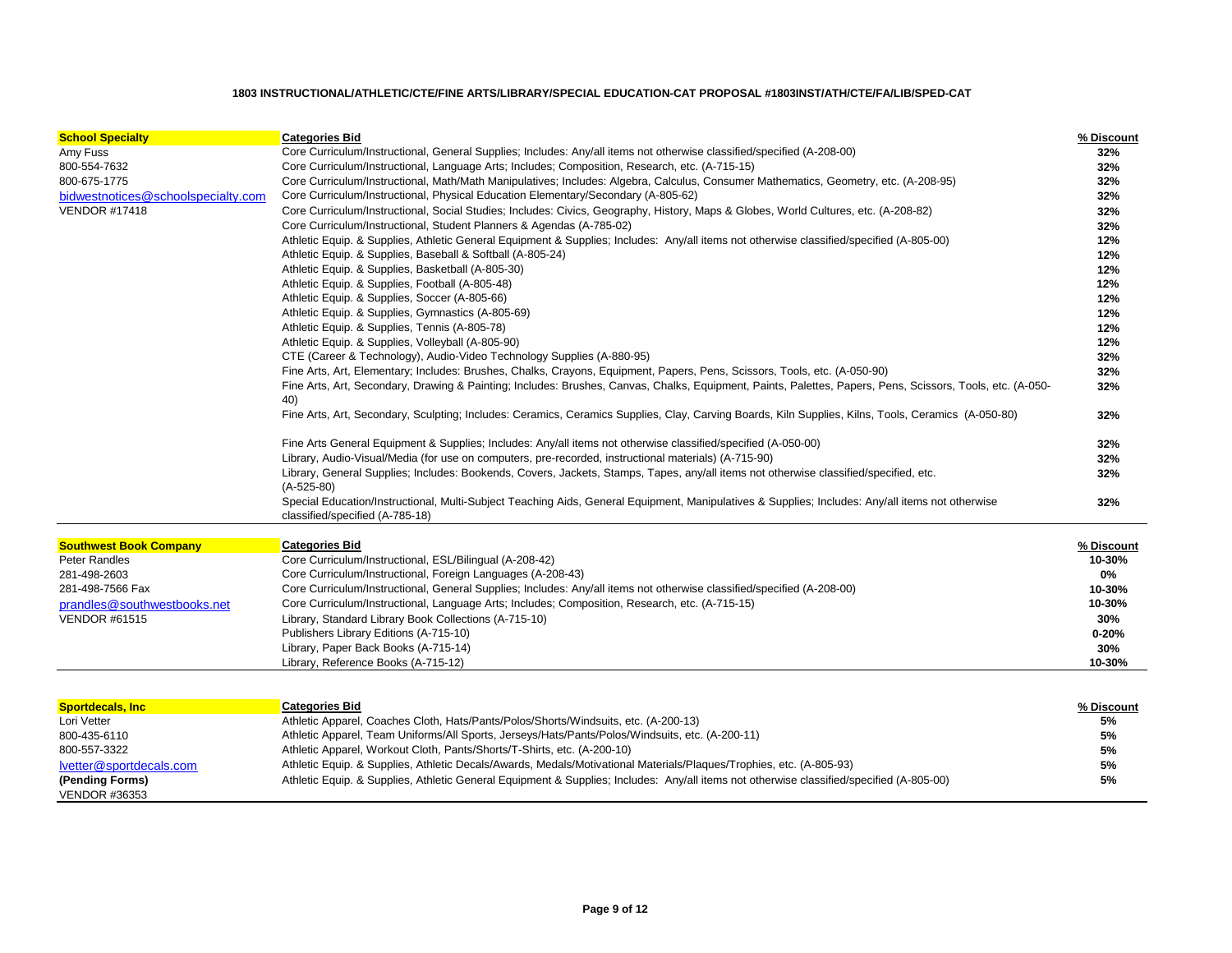**1803 INSTRUCTIONAL/ATHLETIC/CTE/FINE ARTS/LIBRARY/SPECIAL EDUCATION-CAT PROPOSAL #1803INST/ATH/CTE/FA/LIB/SPED-CAT**

| **School Specialty** | **Categories Bid** | **% Discount** |
|---|---|---|
| Amy Fuss | Core Curriculum/Instructional, General Supplies; Includes: Any/all items not otherwise classified/specified (A-208-00) | **32%** |
| 800-554-7632 | Core Curriculum/Instructional, Language Arts; Includes; Composition, Research, etc. (A-715-15) | **32%** |
| 800-675-1775 | Core Curriculum/Instructional, Math/Math Manipulatives; Includes: Algebra, Calculus, Consumer Mathematics, Geometry, etc. (A-208-95) | **32%** |
| bidwestnotices@schoolspecialty.com | Core Curriculum/Instructional, Physical Education Elementary/Secondary (A-805-62) | **32%** |
| VENDOR #17418 | Core Curriculum/Instructional, Social Studies; Includes: Civics, Geography, History, Maps & Globes, World Cultures, etc. (A-208-82) | **32%** |
| | Core Curriculum/Instructional, Student Planners & Agendas (A-785-02) | **32%** |
| | Athletic Equip. & Supplies, Athletic General Equipment & Supplies; Includes: Any/all items not otherwise classified/specified (A-805-00) | **12%** |
| | Athletic Equip. & Supplies, Baseball & Softball (A-805-24) | **12%** |
| | Athletic Equip. & Supplies, Basketball (A-805-30) | **12%** |
| | Athletic Equip. & Supplies, Football (A-805-48) | **12%** |
| | Athletic Equip. & Supplies, Soccer (A-805-66) | **12%** |
| | Athletic Equip. & Supplies, Gymnastics (A-805-69) | **12%** |
| | Athletic Equip. & Supplies, Tennis (A-805-78) | **12%** |
| | Athletic Equip. & Supplies, Volleyball (A-805-90) | **12%** |
| | CTE (Career & Technology), Audio-Video Technology Supplies (A-880-95) | **32%** |
| | Fine Arts, Art, Elementary; Includes: Brushes, Chalks, Crayons, Equipment, Papers, Pens, Scissors, Tools, etc. (A-050-90) | **32%** |
| | Fine Arts, Art, Secondary, Drawing & Painting; Includes: Brushes, Canvas, Chalks, Equipment, Paints, Palettes, Papers, Pens, Scissors, Tools, etc. (A-050-40) | **32%** |
| | Fine Arts, Art, Secondary, Sculpting; Includes: Ceramics, Ceramics Supplies, Clay, Carving Boards, Kiln Supplies, Kilns, Tools, Ceramics (A-050-80) | **32%** |
| | Fine Arts General Equipment & Supplies; Includes: Any/all items not otherwise classified/specified (A-050-00) | **32%** |
| | Library, Audio-Visual/Media (for use on computers, pre-recorded, instructional materials) (A-715-90) | **32%** |
| | Library, General Supplies; Includes: Bookends, Covers, Jackets, Stamps, Tapes, any/all items not otherwise classified/specified, etc. (A-525-80) | **32%** |
| | Special Education/Instructional, Multi-Subject Teaching Aids, General Equipment, Manipulatives & Supplies; Includes: Any/all items not otherwise classified/specified (A-785-18) | **32%** |

| **Southwest Book Company** | **Categories Bid** | **% Discount** |
|---|---|---|
| Peter Randles | Core Curriculum/Instructional, ESL/Bilingual (A-208-42) | **10-30%** |
| 281-498-2603 | Core Curriculum/Instructional, Foreign Languages (A-208-43) | **0%** |
| 281-498-7566 Fax | Core Curriculum/Instructional, General Supplies; Includes: Any/all items not otherwise classified/specified (A-208-00) | **10-30%** |
| prandles@southwestbooks.net | Core Curriculum/Instructional, Language Arts; Includes; Composition, Research, etc. (A-715-15) | **10-30%** |
| VENDOR #61515 | Library, Standard Library Book Collections (A-715-10) | **30%** |
| | Publishers Library Editions (A-715-10) | **0-20%** |
| | Library, Paper Back Books (A-715-14) | **30%** |
| | Library, Reference Books (A-715-12) | **10-30%** |

| **Sportdecals, Inc** | **Categories Bid** | **% Discount** |
|---|---|---|
| Lori Vetter | Athletic Apparel, Coaches Cloth, Hats/Pants/Polos/Shorts/Windsuits, etc. (A-200-13) | **5%** |
| 800-435-6110 | Athletic Apparel, Team Uniforms/All Sports, Jerseys/Hats/Pants/Polos/Windsuits, etc. (A-200-11) | **5%** |
| 800-557-3322 | Athletic Apparel, Workout Cloth, Pants/Shorts/T-Shirts, etc. (A-200-10) | **5%** |
| lvetter@sportdecals.com | Athletic Equip. & Supplies, Athletic Decals/Awards, Medals/Motivational Materials/Plaques/Trophies, etc. (A-805-93) | **5%** |
| **(Pending Forms)** | Athletic Equip. & Supplies, Athletic General Equipment & Supplies; Includes: Any/all items not otherwise classified/specified (A-805-00) | **5%** |
| VENDOR #36353 | | |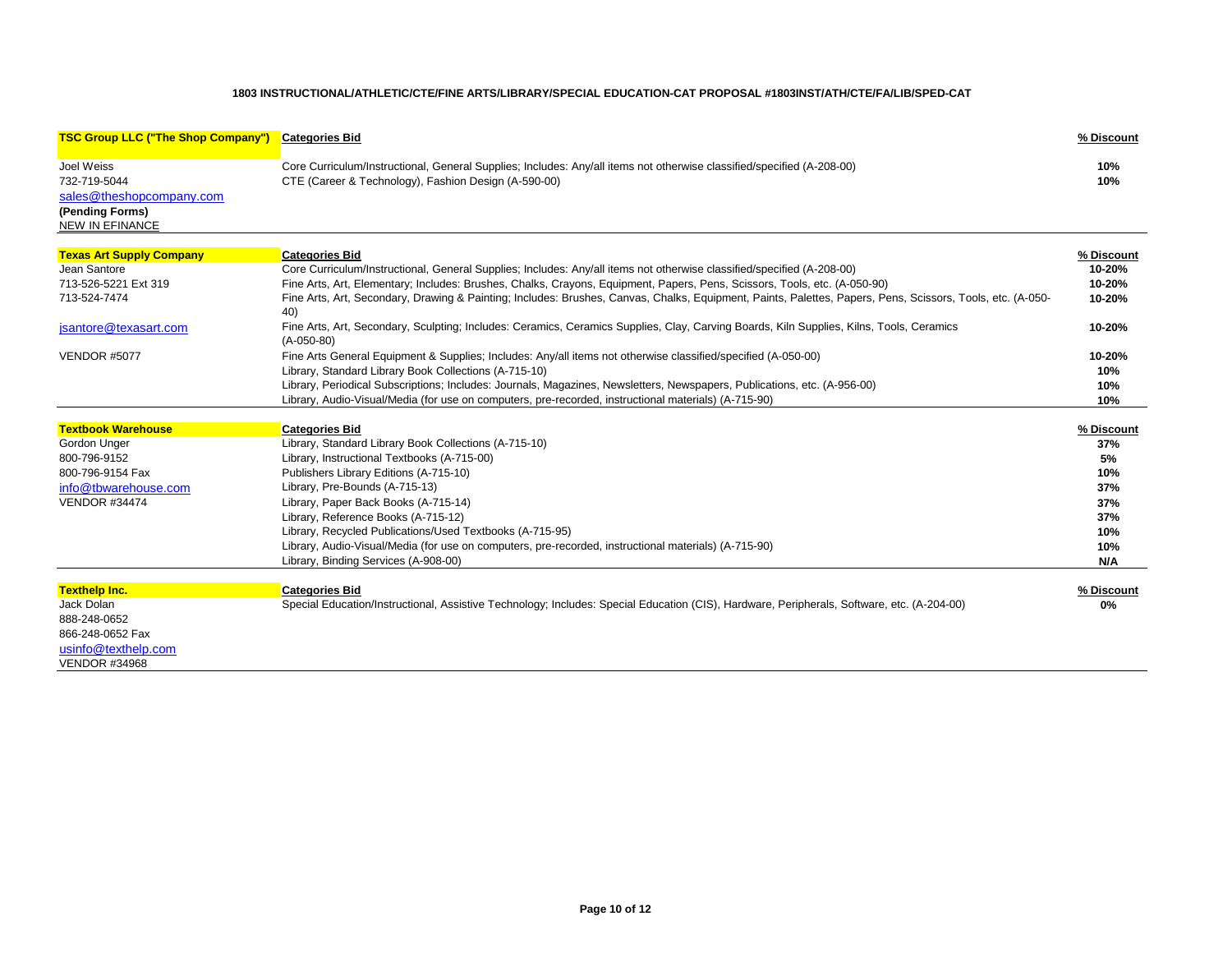**1803 INSTRUCTIONAL/ATHLETIC/CTE/FINE ARTS/LIBRARY/SPECIAL EDUCATION-CAT PROPOSAL #1803INST/ATH/CTE/FA/LIB/SPED-CAT**

| **TSC Group LLC ("The Shop Company")** | **Categories Bid** | **% Discount** |
|---|---|---|
| Joel Weiss | Core Curriculum/Instructional, General Supplies; Includes: Any/all items not otherwise classified/specified (A-208-00) | **10%** |
| 732-719-5044 | CTE (Career & Technology), Fashion Design (A-590-00) | **10%** |
| sales@theshopcompany.com | | |
| **(Pending Forms)** | | |
| NEW IN EFINANCE | | |

| **Texas Art Supply Company** | **Categories Bid** | **% Discount** |
|---|---|---|
| Jean Santore | Core Curriculum/Instructional, General Supplies; Includes: Any/all items not otherwise classified/specified (A-208-00) | **10-20%** |
| 713-526-5221 Ext 319 | Fine Arts, Art, Elementary; Includes: Brushes, Chalks, Crayons, Equipment, Papers, Pens, Scissors, Tools, etc. (A-050-90) | **10-20%** |
| 713-524-7474 | Fine Arts, Art, Secondary, Drawing & Painting; Includes: Brushes, Canvas, Chalks, Equipment, Paints, Palettes, Papers, Pens, Scissors, Tools, etc. (A-050-40) | **10-20%** |
| jsantore@texasart.com | Fine Arts, Art, Secondary, Sculpting; Includes: Ceramics, Ceramics Supplies, Clay, Carving Boards, Kiln Supplies, Kilns, Tools, Ceramics (A-050-80) | **10-20%** |
| VENDOR #5077 | Fine Arts General Equipment & Supplies; Includes: Any/all items not otherwise classified/specified (A-050-00) | **10-20%** |
| | Library, Standard Library Book Collections (A-715-10) | **10%** |
| | Library, Periodical Subscriptions; Includes: Journals, Magazines, Newsletters, Newspapers, Publications, etc. (A-956-00) | **10%** |
| | Library, Audio-Visual/Media (for use on computers, pre-recorded, instructional materials) (A-715-90) | **10%** |

| **Textbook Warehouse** | **Categories Bid** | **% Discount** |
|---|---|---|
| Gordon Unger | Library, Standard Library Book Collections (A-715-10) | **37%** |
| 800-796-9152 | Library, Instructional Textbooks (A-715-00) | **5%** |
| 800-796-9154 Fax | Publishers Library Editions (A-715-10) | **10%** |
| info@tbwarehouse.com | Library, Pre-Bounds (A-715-13) | **37%** |
| VENDOR #34474 | Library, Paper Back Books (A-715-14) | **37%** |
| | Library, Reference Books (A-715-12) | **37%** |
| | Library, Recycled Publications/Used Textbooks (A-715-95) | **10%** |
| | Library, Audio-Visual/Media (for use on computers, pre-recorded, instructional materials) (A-715-90) | **10%** |
| | Library, Binding Services (A-908-00) | **N/A** |

| **Texthelp Inc.** | **Categories Bid** | **% Discount** |
|---|---|---|
| Jack Dolan | Special Education/Instructional, Assistive Technology; Includes: Special Education (CIS), Hardware, Peripherals, Software, etc. (A-204-00) | **0%** |
| 888-248-0652 | | |
| 866-248-0652 Fax | | |
| usinfo@texthelp.com | | |
| VENDOR #34968 | | |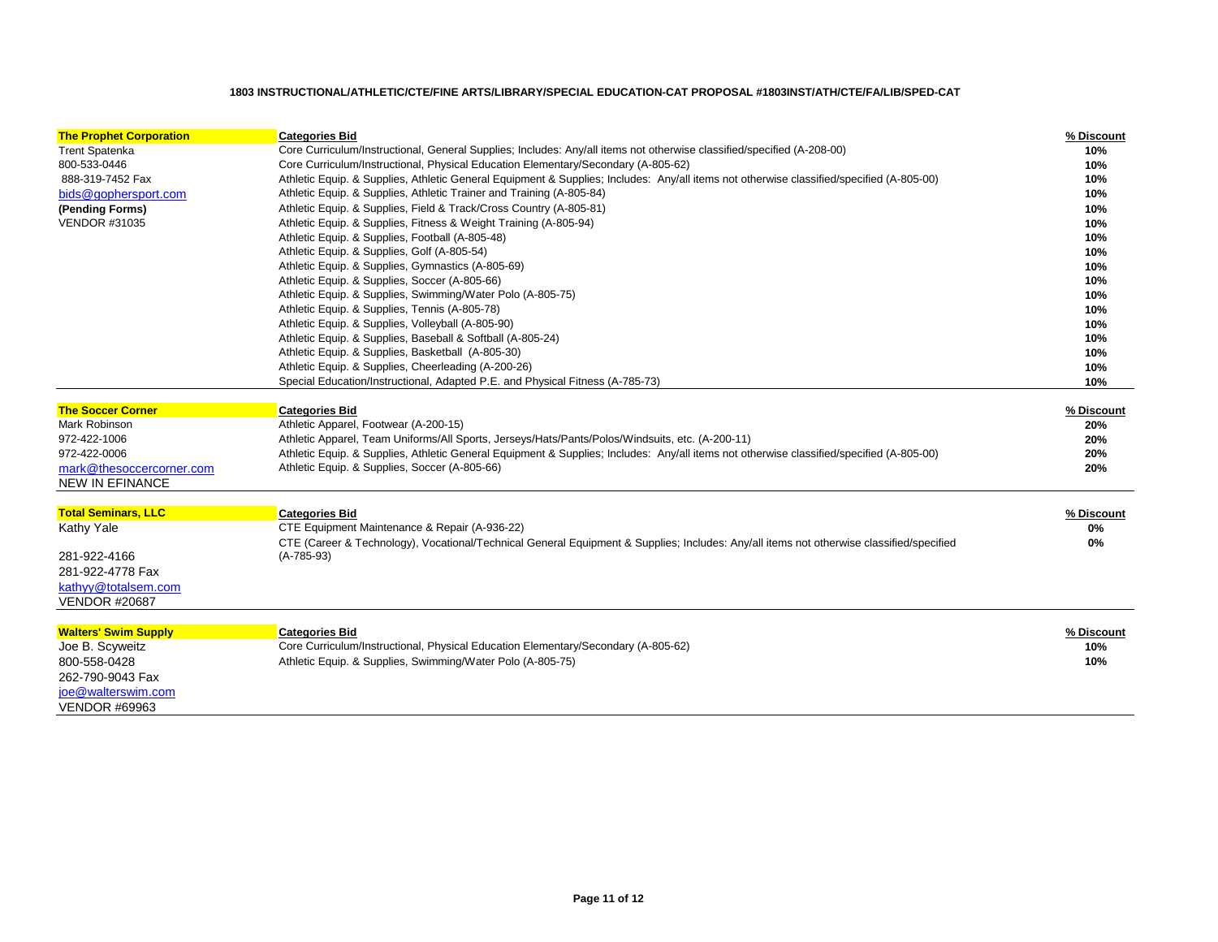**1803 INSTRUCTIONAL/ATHLETIC/CTE/FINE ARTS/LIBRARY/SPECIAL EDUCATION-CAT PROPOSAL #1803INST/ATH/CTE/FA/LIB/SPED-CAT**

| **The Prophet Corporation** | **Categories Bid** | **% Discount** |
|---|---|---|
| Trent Spatenka | Core Curriculum/Instructional, General Supplies; Includes: Any/all items not otherwise classified/specified (A-208-00) | **10%** |
| 800-533-0446 | Core Curriculum/Instructional, Physical Education Elementary/Secondary (A-805-62) | **10%** |
| 888-319-7452 Fax | Athletic Equip. & Supplies, Athletic General Equipment & Supplies; Includes: Any/all items not otherwise classified/specified (A-805-00) | **10%** |
| bids@gophersport.com | Athletic Equip. & Supplies, Athletic Trainer and Training (A-805-84) | **10%** |
| **(Pending Forms)** | Athletic Equip. & Supplies, Field & Track/Cross Country (A-805-81) | **10%** |
| VENDOR #31035 | Athletic Equip. & Supplies, Fitness & Weight Training (A-805-94) | **10%** |
| | Athletic Equip. & Supplies, Football (A-805-48) | **10%** |
| | Athletic Equip. & Supplies, Golf (A-805-54) | **10%** |
| | Athletic Equip. & Supplies, Gymnastics (A-805-69) | **10%** |
| | Athletic Equip. & Supplies, Soccer (A-805-66) | **10%** |
| | Athletic Equip. & Supplies, Swimming/Water Polo (A-805-75) | **10%** |
| | Athletic Equip. & Supplies, Tennis (A-805-78) | **10%** |
| | Athletic Equip. & Supplies, Volleyball (A-805-90) | **10%** |
| | Athletic Equip. & Supplies, Baseball & Softball (A-805-24) | **10%** |
| | Athletic Equip. & Supplies, Basketball (A-805-30) | **10%** |
| | Athletic Equip. & Supplies, Cheerleading (A-200-26) | **10%** |
| | Special Education/Instructional, Adapted P.E. and Physical Fitness (A-785-73) | **10%** |

| **The Soccer Corner** | **Categories Bid** | **% Discount** |
|---|---|---|
| Mark Robinson | Athletic Apparel, Footwear (A-200-15) | **20%** |
| 972-422-1006 | Athletic Apparel, Team Uniforms/All Sports, Jerseys/Hats/Pants/Polos/Windsuits, etc. (A-200-11) | **20%** |
| 972-422-0006 | Athletic Equip. & Supplies, Athletic General Equipment & Supplies; Includes: Any/all items not otherwise classified/specified (A-805-00) | **20%** |
| mark@thesoccercorner.com | Athletic Equip. & Supplies, Soccer (A-805-66) | **20%** |
| NEW IN EFINANCE | | |

| **Total Seminars, LLC** | **Categories Bid** | **% Discount** |
|---|---|---|
| Kathy Yale | CTE Equipment Maintenance & Repair (A-936-22) | **0%** |
| 281-922-4166 | CTE (Career & Technology), Vocational/Technical General Equipment & Supplies; Includes: Any/all items not otherwise classified/specified (A-785-93) | **0%** |
| 281-922-4778 Fax | | |
| kathyy@totalsem.com | | |
| VENDOR #20687 | | |

| **Walters' Swim Supply** | **Categories Bid** | **% Discount** |
|---|---|---|
| Joe B. Scyweitz | Core Curriculum/Instructional, Physical Education Elementary/Secondary (A-805-62) | **10%** |
| 800-558-0428 | Athletic Equip. & Supplies, Swimming/Water Polo (A-805-75) | **10%** |
| 262-790-9043 Fax | | |
| joe@walterswim.com | | |
| VENDOR #69963 | | |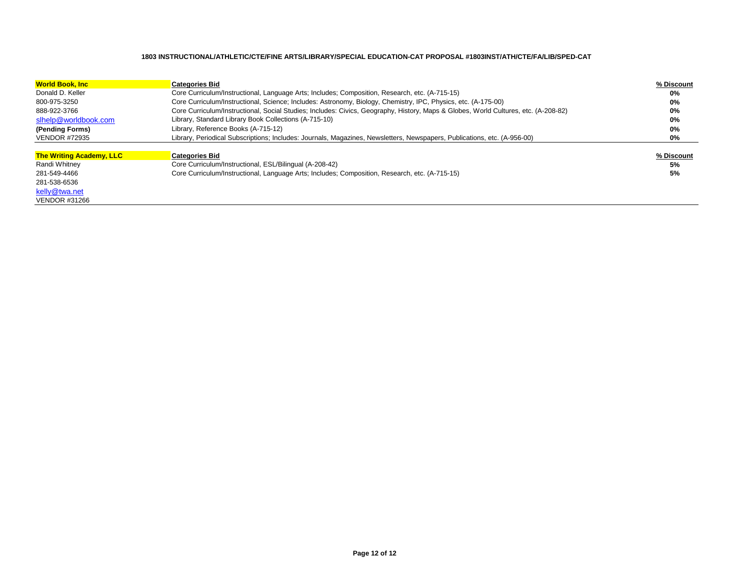**1803 INSTRUCTIONAL/ATHLETIC/CTE/FINE ARTS/LIBRARY/SPECIAL EDUCATION-CAT PROPOSAL #1803INST/ATH/CTE/FA/LIB/SPED-CAT**

| **World Book, Inc** | **Categories Bid** | **% Discount** |
|---|---|---|
| Donald D. Keller | Core Curriculum/Instructional, Language Arts; Includes; Composition, Research, etc. (A-715-15) | **0%** |
| 800-975-3250 | Core Curriculum/Instructional, Science; Includes: Astronomy, Biology, Chemistry, IPC, Physics, etc. (A-175-00) | **0%** |
| 888-922-3766 | Core Curriculum/Instructional, Social Studies; Includes: Civics, Geography, History, Maps & Globes, World Cultures, etc. (A-208-82) | **0%** |
| slhelp@worldbook.com | Library, Standard Library Book Collections (A-715-10) | **0%** |
| **(Pending Forms)** | Library, Reference Books (A-715-12) | **0%** |
| VENDOR #72935 | Library, Periodical Subscriptions; Includes: Journals, Magazines, Newsletters, Newspapers, Publications, etc. (A-956-00) | **0%** |

| **The Writing Academy, LLC** | **Categories Bid** | **% Discount** |
|---|---|---|
| Randi Whitney | Core Curriculum/Instructional, ESL/Bilingual (A-208-42) | **5%** |
| 281-549-4466 | Core Curriculum/Instructional, Language Arts; Includes; Composition, Research, etc. (A-715-15) | **5%** |
| 281-538-6536 | | |
| kelly@twa.net | | |
| VENDOR #31266 | | |